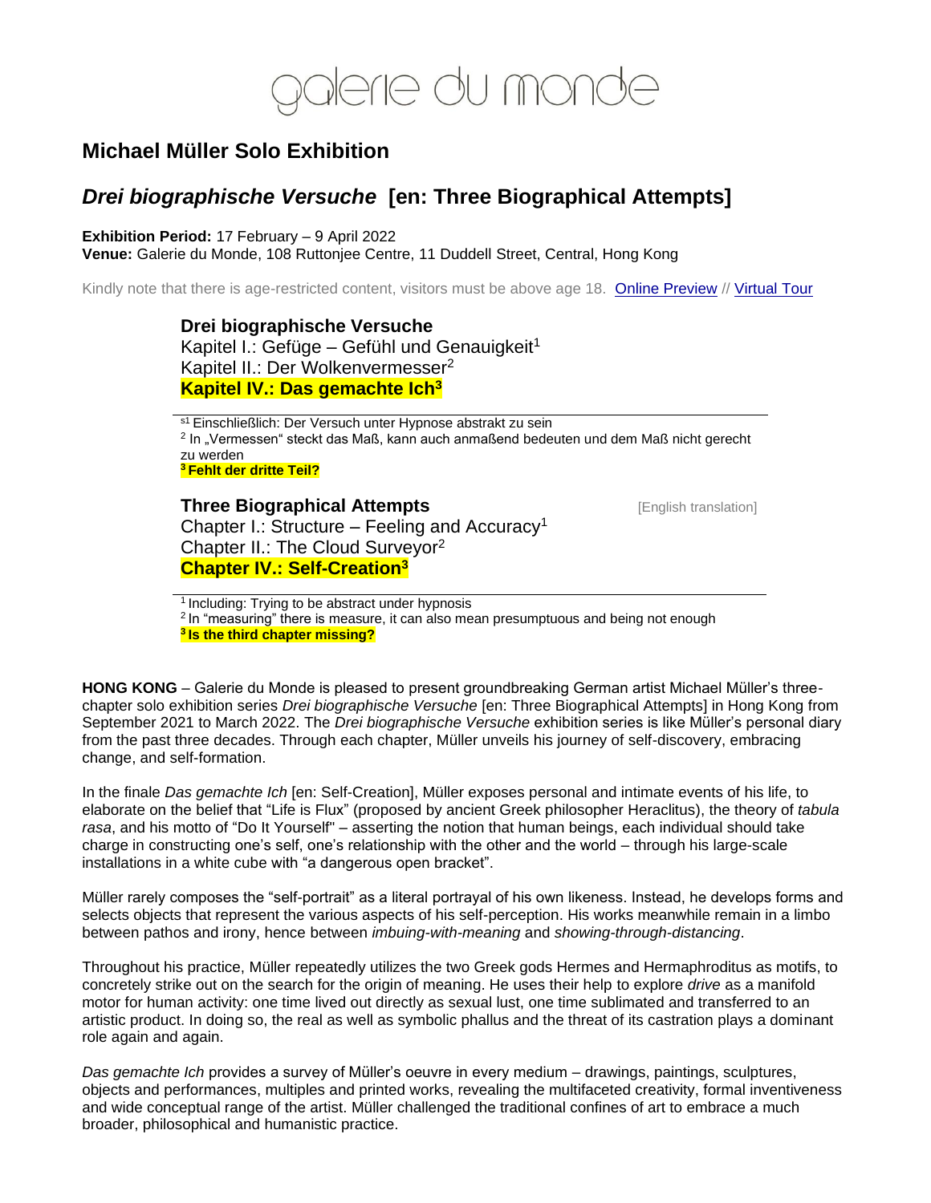galerie du monde

## Michael Müller Solo Exhibition

## *Drei biographische Versuche* [en: Three Biographical Attempts]

**Exhibition Period:** 17 February – 9 April 2022
**Venue:** Galerie du Monde, 108 Ruttonjee Centre, 11 Duddell Street, Central, Hong Kong

Kindly note that there is age-restricted content, visitors must be above age 18. Online Preview // Virtual Tour

**Drei biographische Versuche**
Kapitel I.: Gefüge – Gefühl und Genauigkeit[1]
Kapitel II.: Der Wolkenvermesser[2]
**Kapitel IV.: Das gemachte Ich[3]**

s[1] Einschließlich: Der Versuch unter Hypnose abstrakt zu sein
[2] In „Vermessen" steckt das Maß, kann auch anmaßend bedeuten und dem Maß nicht gerecht zu werden
**[3] Fehlt der dritte Teil?**

**Three Biographical Attempts** [English translation]
Chapter I.: Structure – Feeling and Accuracy[1]
Chapter II.: The Cloud Surveyor[2]
**Chapter IV.: Self-Creation[3]**

[1] Including: Trying to be abstract under hypnosis
[2] In "measuring" there is measure, it can also mean presumptuous and being not enough
**[3] Is the third chapter missing?**

**HONG KONG** – Galerie du Monde is pleased to present groundbreaking German artist Michael Müller's three-chapter solo exhibition series *Drei biographische Versuche* [en: Three Biographical Attempts] in Hong Kong from September 2021 to March 2022. The *Drei biographische Versuche* exhibition series is like Müller's personal diary from the past three decades. Through each chapter, Müller unveils his journey of self-discovery, embracing change, and self-formation.

In the finale *Das gemachte Ich* [en: Self-Creation], Müller exposes personal and intimate events of his life, to elaborate on the belief that "Life is Flux" (proposed by ancient Greek philosopher Heraclitus), the theory of *tabula rasa*, and his motto of "Do It Yourself" – asserting the notion that human beings, each individual should take charge in constructing one's self, one's relationship with the other and the world – through his large-scale installations in a white cube with "a dangerous open bracket".

Müller rarely composes the "self-portrait" as a literal portrayal of his own likeness. Instead, he develops forms and selects objects that represent the various aspects of his self-perception. His works meanwhile remain in a limbo between pathos and irony, hence between *imbuing-with-meaning* and *showing-through-distancing*.

Throughout his practice, Müller repeatedly utilizes the two Greek gods Hermes and Hermaphroditus as motifs, to concretely strike out on the search for the origin of meaning. He uses their help to explore *drive* as a manifold motor for human activity: one time lived out directly as sexual lust, one time sublimated and transferred to an artistic product. In doing so, the real as well as symbolic phallus and the threat of its castration plays a dominant role again and again.

*Das gemachte Ich* provides a survey of Müller's oeuvre in every medium – drawings, paintings, sculptures, objects and performances, multiples and printed works, revealing the multifaceted creativity, formal inventiveness and wide conceptual range of the artist. Müller challenged the traditional confines of art to embrace a much broader, philosophical and humanistic practice.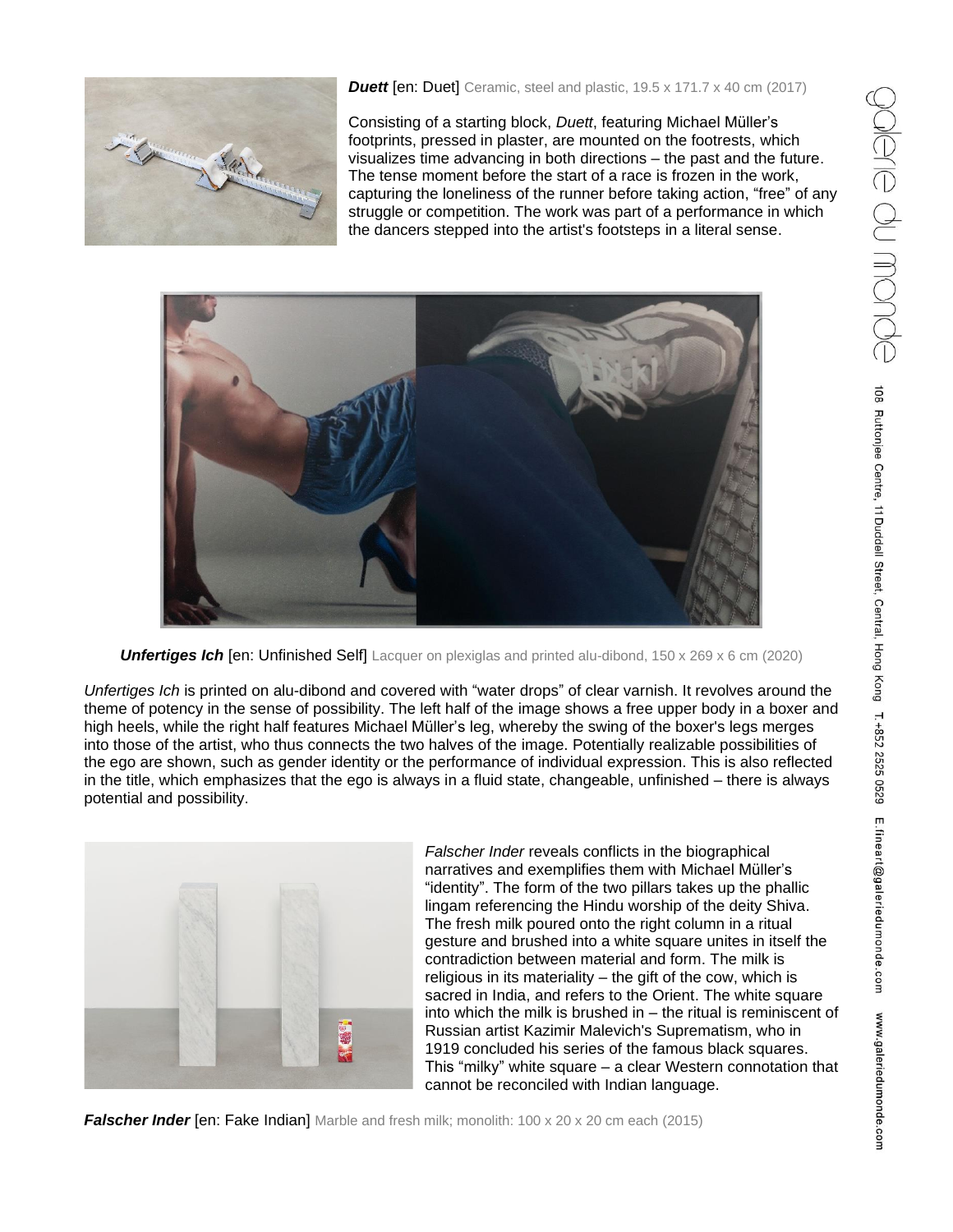***Duett*** [en: Duet] Ceramic, steel and plastic, 19.5 x 171.7 x 40 cm (2017)

Consisting of a starting block, *Duett*, featuring Michael Müller's footprints, pressed in plaster, are mounted on the footrests, which visualizes time advancing in both directions – the past and the future. The tense moment before the start of a race is frozen in the work, capturing the loneliness of the runner before taking action, "free" of any struggle or competition. The work was part of a performance in which the dancers stepped into the artist's footsteps in a literal sense.

***Unfertiges Ich*** [en: Unfinished Self] Lacquer on plexiglas and printed alu-dibond, 150 x 269 x 6 cm (2020)

*Unfertiges Ich* is printed on alu-dibond and covered with "water drops" of clear varnish. It revolves around the theme of potency in the sense of possibility. The left half of the image shows a free upper body in a boxer and high heels, while the right half features Michael Müller's leg, whereby the swing of the boxer's legs merges into those of the artist, who thus connects the two halves of the image. Potentially realizable possibilities of the ego are shown, such as gender identity or the performance of individual expression. This is also reflected in the title, which emphasizes that the ego is always in a fluid state, changeable, unfinished – there is always potential and possibility.

*Falscher Inder* reveals conflicts in the biographical narratives and exemplifies them with Michael Müller's "identity". The form of the two pillars takes up the phallic lingam referencing the Hindu worship of the deity Shiva. The fresh milk poured onto the right column in a ritual gesture and brushed into a white square unites in itself the contradiction between material and form. The milk is religious in its materiality – the gift of the cow, which is sacred in India, and refers to the Orient. The white square into which the milk is brushed in – the ritual is reminiscent of Russian artist Kazimir Malevich's Suprematism, who in 1919 concluded his series of the famous black squares. This "milky" white square – a clear Western connotation that cannot be reconciled with Indian language.

***Falscher Inder*** [en: Fake Indian] Marble and fresh milk; monolith: 100 x 20 x 20 cm each (2015)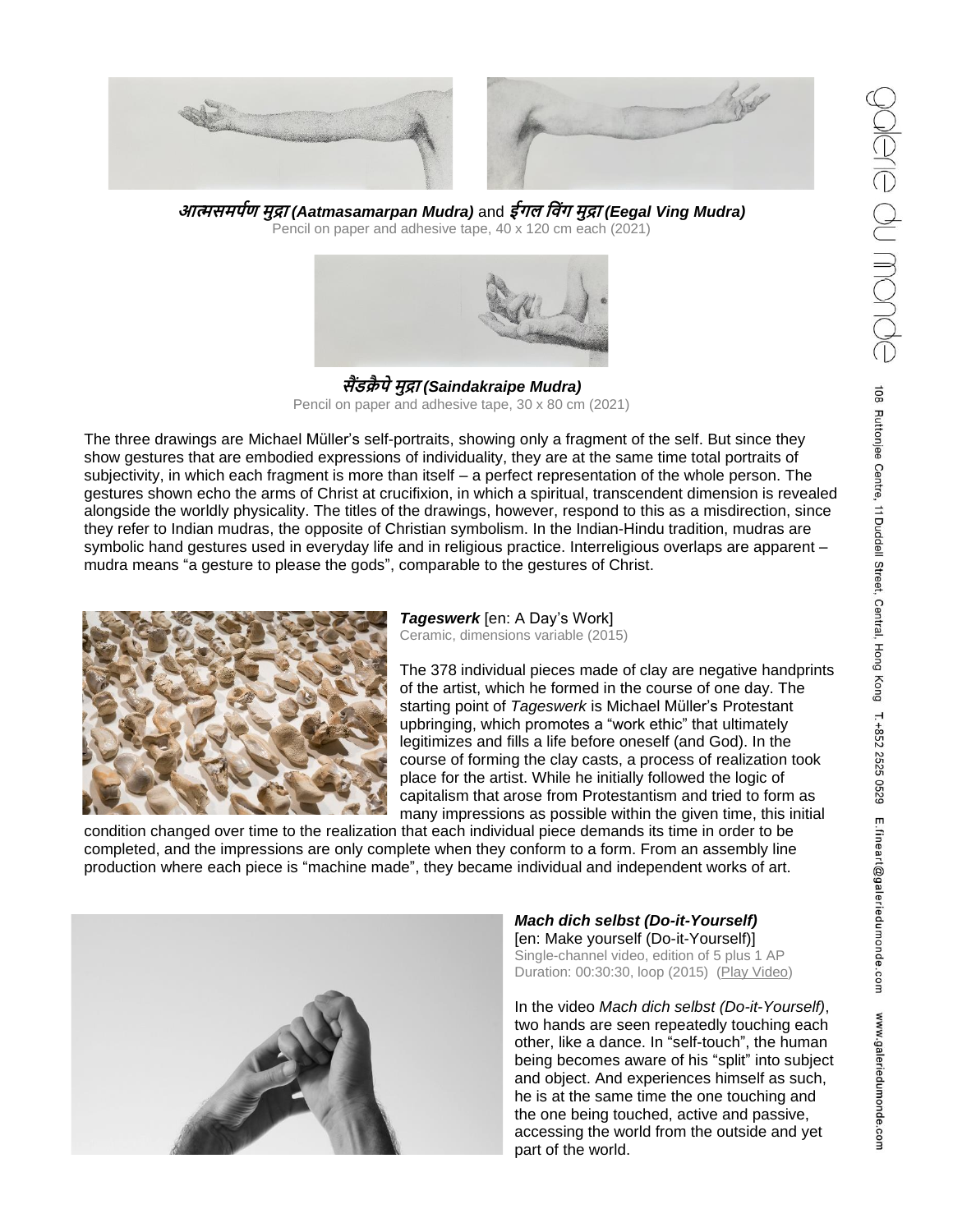**आत्मसमर्पण मुद्रा (Aatmasamarpan Mudra)** and **ईगल विंग मुद्रा (Eegal Ving Mudra)**
Pencil on paper and adhesive tape, 40 x 120 cm each (2021)

**सैंडक्रैपे मुद्रा (Saindakraipe Mudra)**
Pencil on paper and adhesive tape, 30 x 80 cm (2021)

The three drawings are Michael Müller's self-portraits, showing only a fragment of the self. But since they show gestures that are embodied expressions of individuality, they are at the same time total portraits of subjectivity, in which each fragment is more than itself – a perfect representation of the whole person. The gestures shown echo the arms of Christ at crucifixion, in which a spiritual, transcendent dimension is revealed alongside the worldly physicality. The titles of the drawings, however, respond to this as a misdirection, since they refer to Indian mudras, the opposite of Christian symbolism. In the Indian-Hindu tradition, mudras are symbolic hand gestures used in everyday life and in religious practice. Interreligious overlaps are apparent – mudra means "a gesture to please the gods", comparable to the gestures of Christ.

***Tageswerk*** [en: A Day's Work]
Ceramic, dimensions variable (2015)

The 378 individual pieces made of clay are negative handprints of the artist, which he formed in the course of one day. The starting point of *Tageswerk* is Michael Müller's Protestant upbringing, which promotes a "work ethic" that ultimately legitimizes and fills a life before oneself (and God). In the course of forming the clay casts, a process of realization took place for the artist. While he initially followed the logic of capitalism that arose from Protestantism and tried to form as many impressions as possible within the given time, this initial condition changed over time to the realization that each individual piece demands its time in order to be completed, and the impressions are only complete when they conform to a form. From an assembly line production where each piece is "machine made", they became individual and independent works of art.

***Mach dich selbst (Do-it-Yourself)***
[en: Make yourself (Do-it-Yourself)]
Single-channel video, edition of 5 plus 1 AP
Duration: 00:30:30, loop (2015) (Play Video)

In the video *Mach dich selbst (Do-it-Yourself)*, two hands are seen repeatedly touching each other, like a dance. In "self-touch", the human being becomes aware of his "split" into subject and object. And experiences himself as such, he is at the same time the one touching and the one being touched, active and passive, accessing the world from the outside and yet part of the world.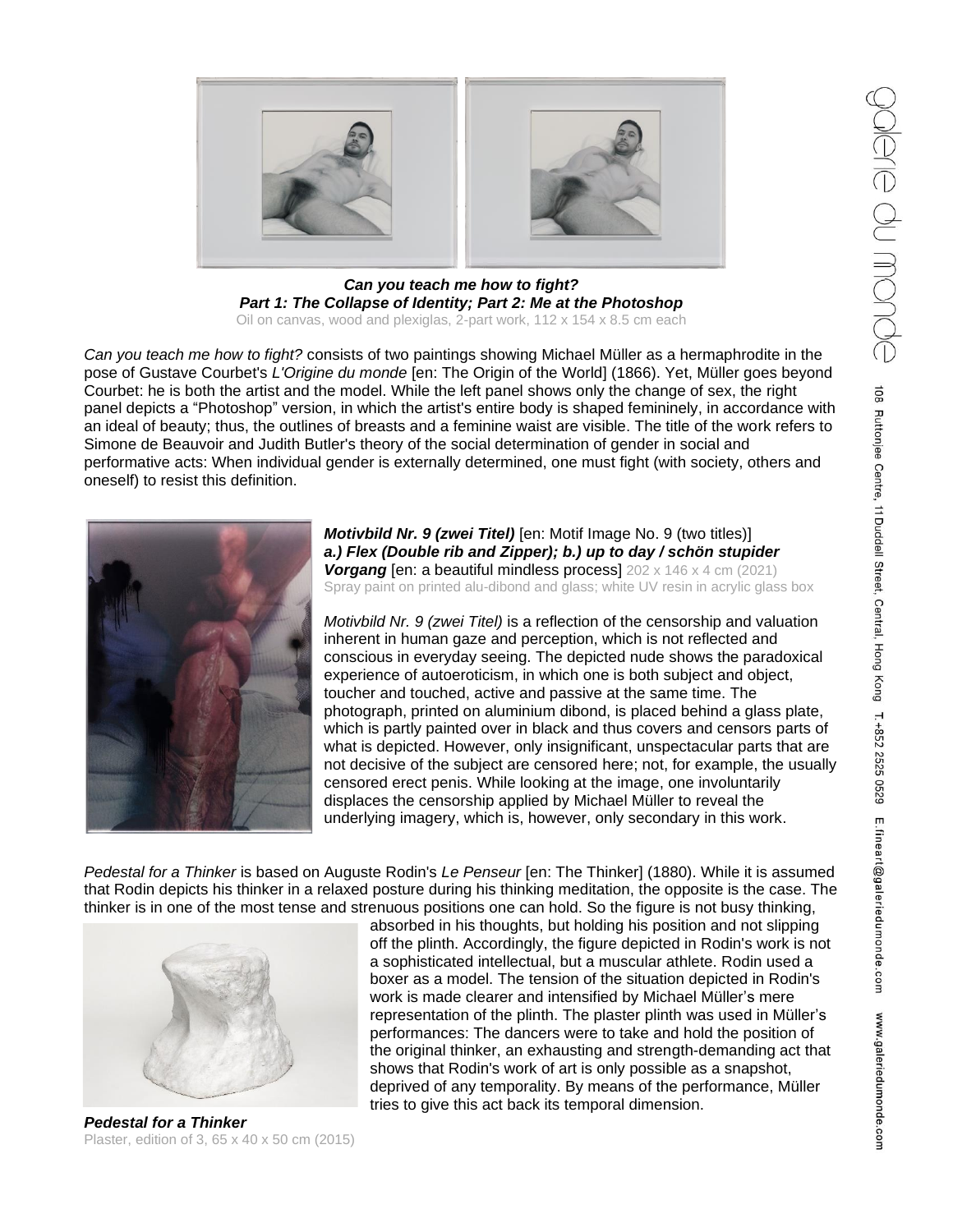***Can you teach me how to fight?***
***Part 1: The Collapse of Identity; Part 2: Me at the Photoshop***
Oil on canvas, wood and plexiglas, 2-part work, 112 x 154 x 8.5 cm each

*Can you teach me how to fight?* consists of two paintings showing Michael Müller as a hermaphrodite in the pose of Gustave Courbet's *L'Origine du monde* [en: The Origin of the World] (1866). Yet, Müller goes beyond Courbet: he is both the artist and the model. While the left panel shows only the change of sex, the right panel depicts a "Photoshop" version, in which the artist's entire body is shaped femininely, in accordance with an ideal of beauty; thus, the outlines of breasts and a feminine waist are visible. The title of the work refers to Simone de Beauvoir and Judith Butler's theory of the social determination of gender in social and performative acts: When individual gender is externally determined, one must fight (with society, others and oneself) to resist this definition.

***Motivbild Nr. 9 (zwei Titel)*** [en: Motif Image No. 9 (two titles)]
***a.) Flex (Double rib and Zipper); b.) up to day / schön stupider Vorgang*** [en: a beautiful mindless process] 202 x 146 x 4 cm (2021)
Spray paint on printed alu-dibond and glass; white UV resin in acrylic glass box

*Motivbild Nr. 9 (zwei Titel)* is a reflection of the censorship and valuation inherent in human gaze and perception, which is not reflected and conscious in everyday seeing. The depicted nude shows the paradoxical experience of autoeroticism, in which one is both subject and object, toucher and touched, active and passive at the same time. The photograph, printed on aluminium dibond, is placed behind a glass plate, which is partly painted over in black and thus covers and censors parts of what is depicted. However, only insignificant, unspectacular parts that are not decisive of the subject are censored here; not, for example, the usually censored erect penis. While looking at the image, one involuntarily displaces the censorship applied by Michael Müller to reveal the underlying imagery, which is, however, only secondary in this work.

*Pedestal for a Thinker* is based on Auguste Rodin's *Le Penseur* [en: The Thinker] (1880). While it is assumed that Rodin depicts his thinker in a relaxed posture during his thinking meditation, the opposite is the case. The thinker is in one of the most tense and strenuous positions one can hold. So the figure is not busy thinking, absorbed in his thoughts, but holding his position and not slipping off the plinth. Accordingly, the figure depicted in Rodin's work is not a sophisticated intellectual, but a muscular athlete. Rodin used a boxer as a model. The tension of the situation depicted in Rodin's work is made clearer and intensified by Michael Müller's mere representation of the plinth. The plaster plinth was used in Müller's performances: The dancers were to take and hold the position of the original thinker, an exhausting and strength-demanding act that shows that Rodin's work of art is only possible as a snapshot, deprived of any temporality. By means of the performance, Müller tries to give this act back its temporal dimension.

***Pedestal for a Thinker***
Plaster, edition of 3, 65 x 40 x 50 cm (2015)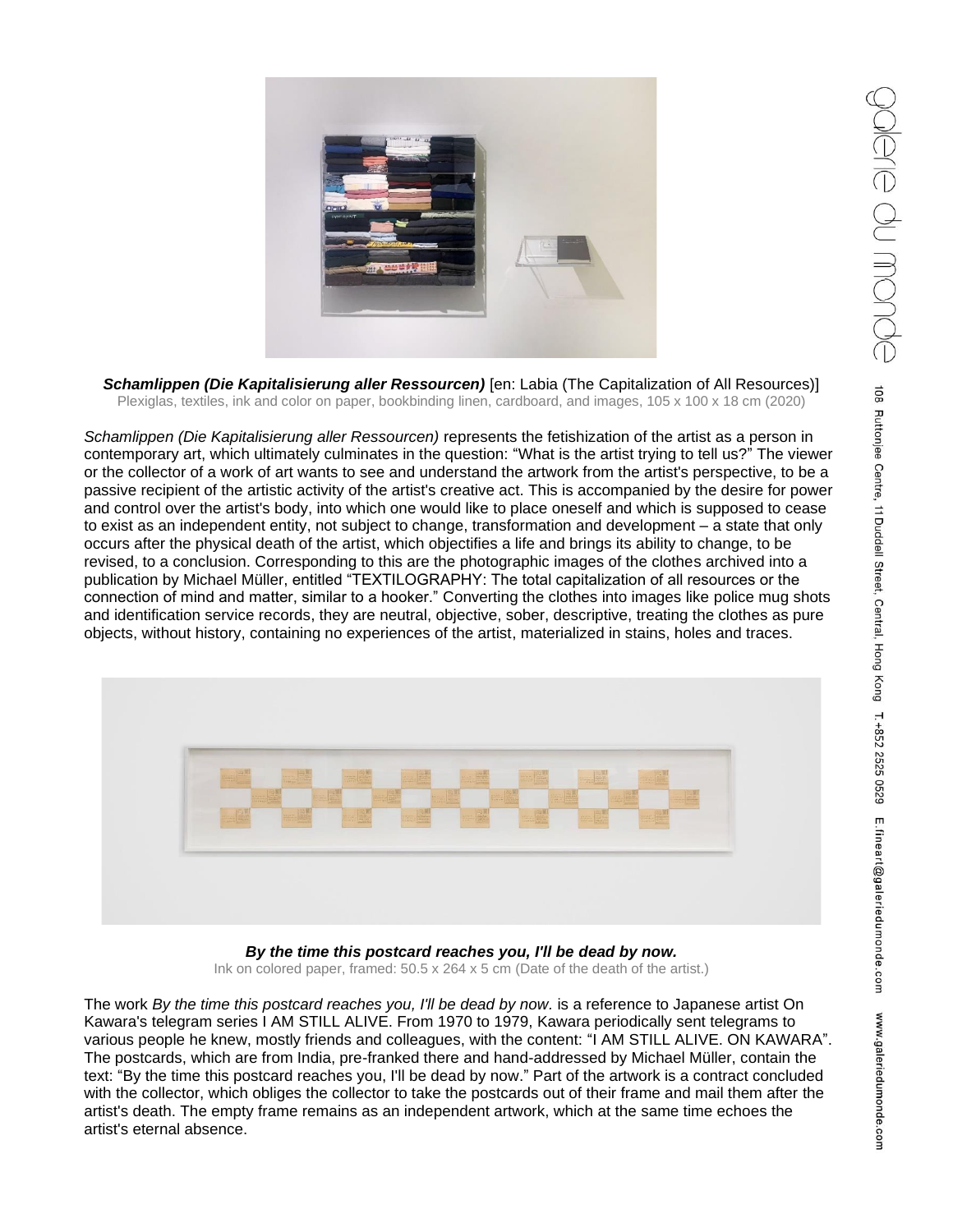***Schamlippen (Die Kapitalisierung aller Ressourcen)*** [en: Labia (The Capitalization of All Resources)]
Plexiglas, textiles, ink and color on paper, bookbinding linen, cardboard, and images, 105 x 100 x 18 cm (2020)

*Schamlippen (Die Kapitalisierung aller Ressourcen)* represents the fetishization of the artist as a person in contemporary art, which ultimately culminates in the question: "What is the artist trying to tell us?" The viewer or the collector of a work of art wants to see and understand the artwork from the artist's perspective, to be a passive recipient of the artistic activity of the artist's creative act. This is accompanied by the desire for power and control over the artist's body, into which one would like to place oneself and which is supposed to cease to exist as an independent entity, not subject to change, transformation and development – a state that only occurs after the physical death of the artist, which objectifies a life and brings its ability to change, to be revised, to a conclusion. Corresponding to this are the photographic images of the clothes archived into a publication by Michael Müller, entitled "TEXTILOGRAPHY: The total capitalization of all resources or the connection of mind and matter, similar to a hooker." Converting the clothes into images like police mug shots and identification service records, they are neutral, objective, sober, descriptive, treating the clothes as pure objects, without history, containing no experiences of the artist, materialized in stains, holes and traces.

***By the time this postcard reaches you, I'll be dead by now.***
Ink on colored paper, framed: 50.5 x 264 x 5 cm (Date of the death of the artist.)

The work *By the time this postcard reaches you, I'll be dead by now.* is a reference to Japanese artist On Kawara's telegram series I AM STILL ALIVE. From 1970 to 1979, Kawara periodically sent telegrams to various people he knew, mostly friends and colleagues, with the content: "I AM STILL ALIVE. ON KAWARA". The postcards, which are from India, pre-franked there and hand-addressed by Michael Müller, contain the text: "By the time this postcard reaches you, I'll be dead by now." Part of the artwork is a contract concluded with the collector, which obliges the collector to take the postcards out of their frame and mail them after the artist's death. The empty frame remains as an independent artwork, which at the same time echoes the artist's eternal absence.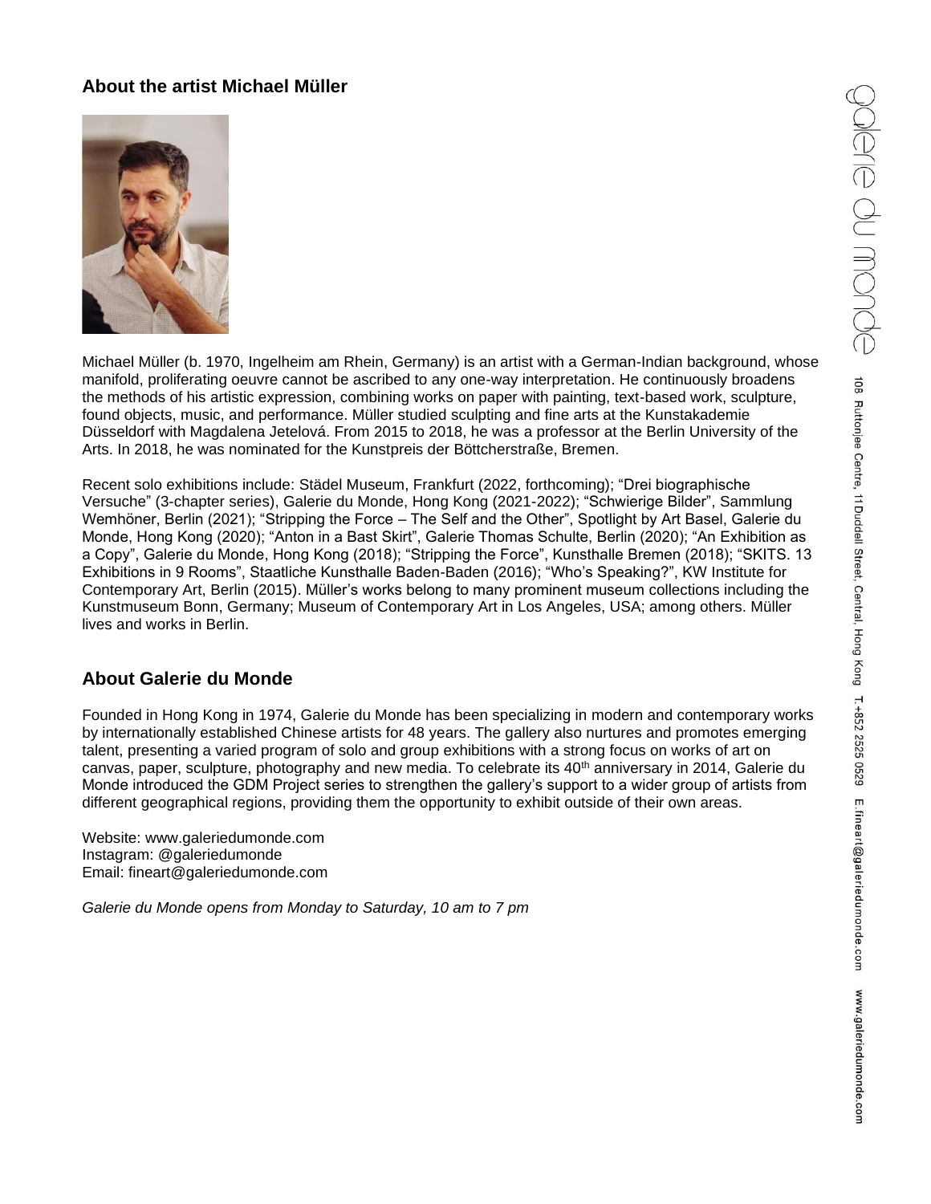## About the artist Michael Müller

Michael Müller (b. 1970, Ingelheim am Rhein, Germany) is an artist with a German-Indian background, whose manifold, proliferating oeuvre cannot be ascribed to any one-way interpretation. He continuously broadens the methods of his artistic expression, combining works on paper with painting, text-based work, sculpture, found objects, music, and performance. Müller studied sculpting and fine arts at the Kunstakademie Düsseldorf with Magdalena Jetelová. From 2015 to 2018, he was a professor at the Berlin University of the Arts. In 2018, he was nominated for the Kunstpreis der Böttcherstraße, Bremen.

Recent solo exhibitions include: Städel Museum, Frankfurt (2022, forthcoming); “Drei biographische Versuche” (3-chapter series), Galerie du Monde, Hong Kong (2021-2022); “Schwierige Bilder”, Sammlung Wemhöner, Berlin (2021); “Stripping the Force – The Self and the Other”, Spotlight by Art Basel, Galerie du Monde, Hong Kong (2020); “Anton in a Bast Skirt”, Galerie Thomas Schulte, Berlin (2020); “An Exhibition as a Copy”, Galerie du Monde, Hong Kong (2018); “Stripping the Force”, Kunsthalle Bremen (2018); “SKITS. 13 Exhibitions in 9 Rooms”, Staatliche Kunsthalle Baden-Baden (2016); “Who’s Speaking?”, KW Institute for Contemporary Art, Berlin (2015). Müller’s works belong to many prominent museum collections including the Kunstmuseum Bonn, Germany; Museum of Contemporary Art in Los Angeles, USA; among others. Müller lives and works in Berlin.

## About Galerie du Monde

Founded in Hong Kong in 1974, Galerie du Monde has been specializing in modern and contemporary works by internationally established Chinese artists for 48 years. The gallery also nurtures and promotes emerging talent, presenting a varied program of solo and group exhibitions with a strong focus on works of art on canvas, paper, sculpture, photography and new media. To celebrate its 40th anniversary in 2014, Galerie du Monde introduced the GDM Project series to strengthen the gallery’s support to a wider group of artists from different geographical regions, providing them the opportunity to exhibit outside of their own areas.

Website: www.galeriedumonde.com
Instagram: @galeriedumonde
Email: fineart@galeriedumonde.com

*Galerie du Monde opens from Monday to Saturday, 10 am to 7 pm*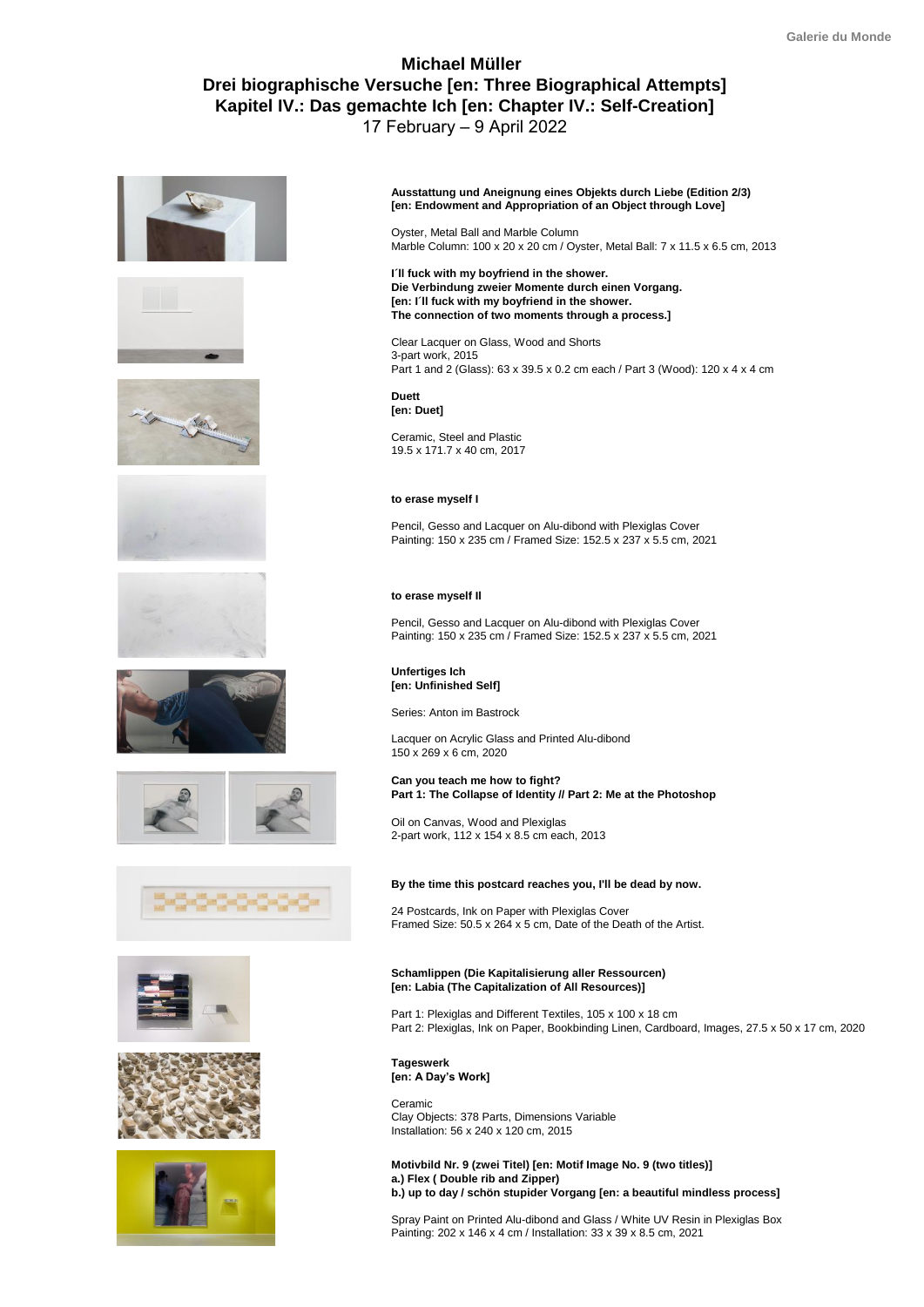# Michael Müller
## Drei biographische Versuche [en: Three Biographical Attempts]
## Kapitel IV.: Das gemachte Ich [en: Chapter IV.: Self-Creation]
17 February – 9 April 2022

**Ausstattung und Aneignung eines Objekts durch Liebe (Edition 2/3)**
**[en: Endowment and Appropriation of an Object through Love]**

Oyster, Metal Ball and Marble Column
Marble Column: 100 x 20 x 20 cm / Oyster, Metal Ball: 7 x 11.5 x 6.5 cm, 2013

**I´ll fuck with my boyfriend in the shower.**
**Die Verbindung zweier Momente durch einen Vorgang.**
**[en: I´ll fuck with my boyfriend in the shower.**
**The connection of two moments through a process.]**

Clear Lacquer on Glass, Wood and Shorts
3-part work, 2015
Part 1 and 2 (Glass): 63 x 39.5 x 0.2 cm each / Part 3 (Wood): 120 x 4 x 4 cm

**Duett**
**[en: Duet]**

Ceramic, Steel and Plastic
19.5 x 171.7 x 40 cm, 2017

**to erase myself I**

Pencil, Gesso and Lacquer on Alu-dibond with Plexiglas Cover
Painting: 150 x 235 cm / Framed Size: 152.5 x 237 x 5.5 cm, 2021

**to erase myself II**

Pencil, Gesso and Lacquer on Alu-dibond with Plexiglas Cover
Painting: 150 x 235 cm / Framed Size: 152.5 x 237 x 5.5 cm, 2021

**Unfertiges Ich**
**[en: Unfinished Self]**

Series: Anton im Bastrock

Lacquer on Acrylic Glass and Printed Alu-dibond
150 x 269 x 6 cm, 2020

**Can you teach me how to fight?**
**Part 1: The Collapse of Identity // Part 2: Me at the Photoshop**

Oil on Canvas, Wood and Plexiglas
2-part work, 112 x 154 x 8.5 cm each, 2013

**By the time this postcard reaches you, I'll be dead by now.**

24 Postcards, Ink on Paper with Plexiglas Cover
Framed Size: 50.5 x 264 x 5 cm, Date of the Death of the Artist.

**Schamlippen (Die Kapitalisierung aller Ressourcen)**
**[en: Labia (The Capitalization of All Resources)]**

Part 1: Plexiglas and Different Textiles, 105 x 100 x 18 cm
Part 2: Plexiglas, Ink on Paper, Bookbinding Linen, Cardboard, Images, 27.5 x 50 x 17 cm, 2020

**Tageswerk**
**[en: A Day's Work]**

Ceramic
Clay Objects: 378 Parts, Dimensions Variable
Installation: 56 x 240 x 120 cm, 2015

**Motivbild Nr. 9 (zwei Titel) [en: Motif Image No. 9 (two titles)]**
**a.) Flex ( Double rib and Zipper)**
**b.) up to day / schön stupider Vorgang [en: a beautiful mindless process]**

Spray Paint on Printed Alu-dibond and Glass / White UV Resin in Plexiglas Box
Painting: 202 x 146 x 4 cm / Installation: 33 x 39 x 8.5 cm, 2021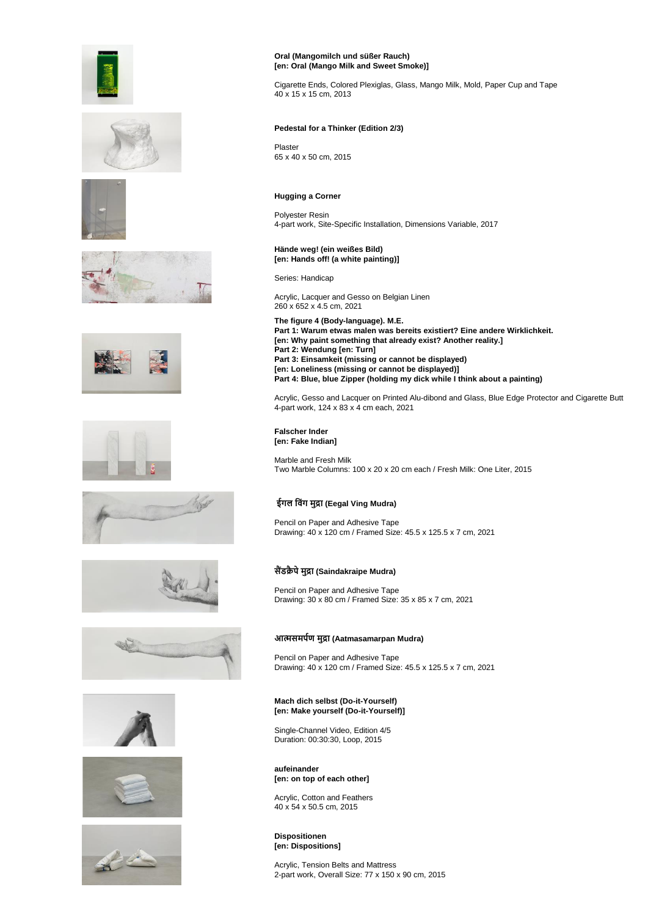**Oral (Mangomilch und süßer Rauch)**
**[en: Oral (Mango Milk and Sweet Smoke)]**

Cigarette Ends, Colored Plexiglas, Glass, Mango Milk, Mold, Paper Cup and Tape
40 x 15 x 15 cm, 2013

**Pedestal for a Thinker (Edition 2/3)**

Plaster
65 x 40 x 50 cm, 2015

**Hugging a Corner**

Polyester Resin
4-part work, Site-Specific Installation, Dimensions Variable, 2017

**Hände weg! (ein weißes Bild)**
**[en: Hands off! (a white painting)]**

Series: Handicap

Acrylic, Lacquer and Gesso on Belgian Linen
260 x 652 x 4.5 cm, 2021

**The figure 4 (Body-language). M.E.**
**Part 1: Warum etwas malen was bereits existiert? Eine andere Wirklichkeit.**
**[en: Why paint something that already exist? Another reality.]**
**Part 2: Wendung [en: Turn]**
**Part 3: Einsamkeit (missing or cannot be displayed)**
**[en: Loneliness (missing or cannot be displayed)]**
**Part 4: Blue, blue Zipper (holding my dick while I think about a painting)**

Acrylic, Gesso and Lacquer on Printed Alu-dibond and Glass, Blue Edge Protector and Cigarette Butt
4-part work, 124 x 83 x 4 cm each, 2021

**Falscher Inder**
**[en: Fake Indian]**

Marble and Fresh Milk
Two Marble Columns: 100 x 20 x 20 cm each / Fresh Milk: One Liter, 2015

**ईगल विंग मुद्रा (Eegal Ving Mudra)**

Pencil on Paper and Adhesive Tape
Drawing: 40 x 120 cm / Framed Size: 45.5 x 125.5 x 7 cm, 2021

**सैंडक्रैपे मुद्रा (Saindakraipe Mudra)**

Pencil on Paper and Adhesive Tape
Drawing: 30 x 80 cm / Framed Size: 35 x 85 x 7 cm, 2021

**आत्मसमर्पण मुद्रा (Aatmasamarpan Mudra)**

Pencil on Paper and Adhesive Tape
Drawing: 40 x 120 cm / Framed Size: 45.5 x 125.5 x 7 cm, 2021

**Mach dich selbst (Do-it-Yourself)**
**[en: Make yourself (Do-it-Yourself)]**

Single-Channel Video, Edition 4/5
Duration: 00:30:30, Loop, 2015

**aufeinander**
**[en: on top of each other]**

Acrylic, Cotton and Feathers
40 x 54 x 50.5 cm, 2015

**Dispositionen**
**[en: Dispositions]**

Acrylic, Tension Belts and Mattress
2-part work, Overall Size: 77 x 150 x 90 cm, 2015